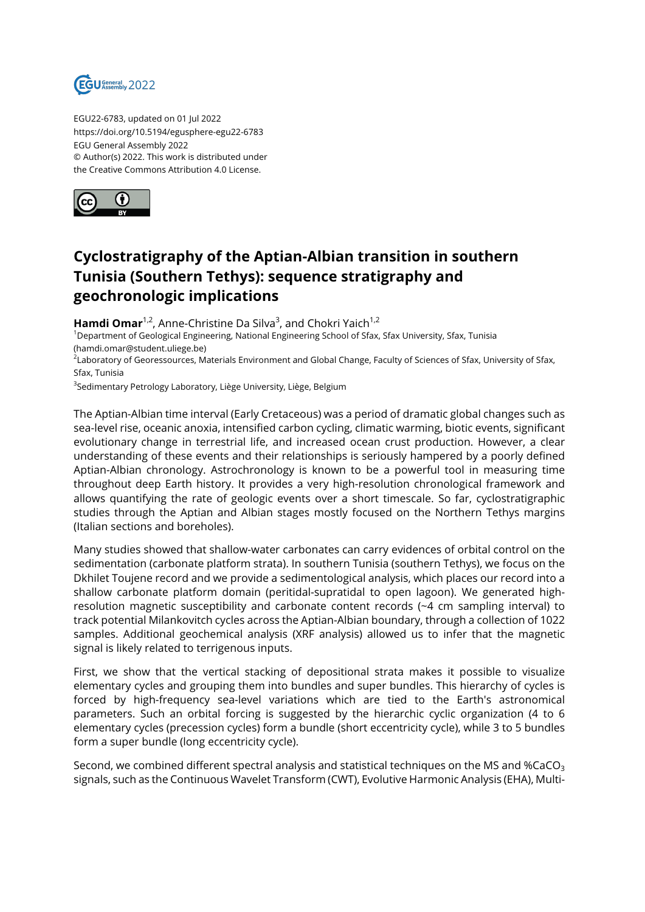EGU22-6783, updated on 01 Jul 2022
https://doi.org/10.5194/egusphere-egu22-6783
EGU General Assembly 2022
© Author(s) 2022. This work is distributed under
the Creative Commons Attribution 4.0 License.

# Cyclostratigraphy of the Aptian-Albian transition in southern Tunisia (Southern Tethys): sequence stratigraphy and geochronologic implications

**Hamdi Omar**[1,2], Anne-Christine Da Silva[3], and Chokri Yaich[1,2]

[1]Department of Geological Engineering, National Engineering School of Sfax, Sfax University, Sfax, Tunisia (hamdi.omar@student.uliege.be)

[2]Laboratory of Georessources, Materials Environment and Global Change, Faculty of Sciences of Sfax, University of Sfax, Sfax, Tunisia

[3]Sedimentary Petrology Laboratory, Liège University, Liège, Belgium

The Aptian-Albian time interval (Early Cretaceous) was a period of dramatic global changes such as sea-level rise, oceanic anoxia, intensified carbon cycling, climatic warming, biotic events, significant evolutionary change in terrestrial life, and increased ocean crust production. However, a clear understanding of these events and their relationships is seriously hampered by a poorly defined Aptian-Albian chronology. Astrochronology is known to be a powerful tool in measuring time throughout deep Earth history. It provides a very high-resolution chronological framework and allows quantifying the rate of geologic events over a short timescale. So far, cyclostratigraphic studies through the Aptian and Albian stages mostly focused on the Northern Tethys margins (Italian sections and boreholes).

Many studies showed that shallow-water carbonates can carry evidences of orbital control on the sedimentation (carbonate platform strata). In southern Tunisia (southern Tethys), we focus on the Dkhilet Toujene record and we provide a sedimentological analysis, which places our record into a shallow carbonate platform domain (peritidal-supratidal to open lagoon). We generated high-resolution magnetic susceptibility and carbonate content records (~4 cm sampling interval) to track potential Milankovitch cycles across the Aptian-Albian boundary, through a collection of 1022 samples. Additional geochemical analysis (XRF analysis) allowed us to infer that the magnetic signal is likely related to terrigenous inputs.

First, we show that the vertical stacking of depositional strata makes it possible to visualize elementary cycles and grouping them into bundles and super bundles. This hierarchy of cycles is forced by high-frequency sea-level variations which are tied to the Earth's astronomical parameters. Such an orbital forcing is suggested by the hierarchic cyclic organization (4 to 6 elementary cycles (precession cycles) form a bundle (short eccentricity cycle), while 3 to 5 bundles form a super bundle (long eccentricity cycle).

Second, we combined different spectral analysis and statistical techniques on the MS and %$CaCO_3$ signals, such as the Continuous Wavelet Transform (CWT), Evolutive Harmonic Analysis (EHA), Multi-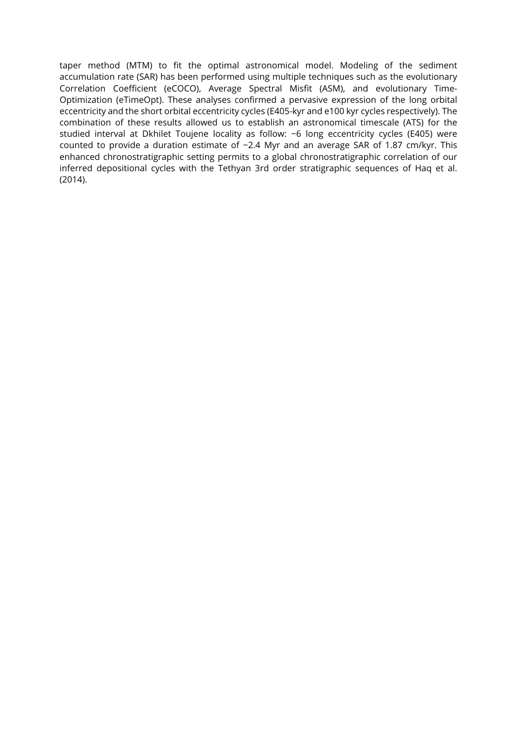taper method (MTM) to fit the optimal astronomical model. Modeling of the sediment accumulation rate (SAR) has been performed using multiple techniques such as the evolutionary Correlation Coefficient (eCOCO), Average Spectral Misfit (ASM), and evolutionary Time-Optimization (eTimeOpt). These analyses confirmed a pervasive expression of the long orbital eccentricity and the short orbital eccentricity cycles (E405-kyr and e100 kyr cycles respectively). The combination of these results allowed us to establish an astronomical timescale (ATS) for the studied interval at Dkhilet Toujene locality as follow: ~6 long eccentricity cycles (E405) were counted to provide a duration estimate of ~2.4 Myr and an average SAR of 1.87 cm/kyr. This enhanced chronostratigraphic setting permits to a global chronostratigraphic correlation of our inferred depositional cycles with the Tethyan 3rd order stratigraphic sequences of Haq et al. (2014).